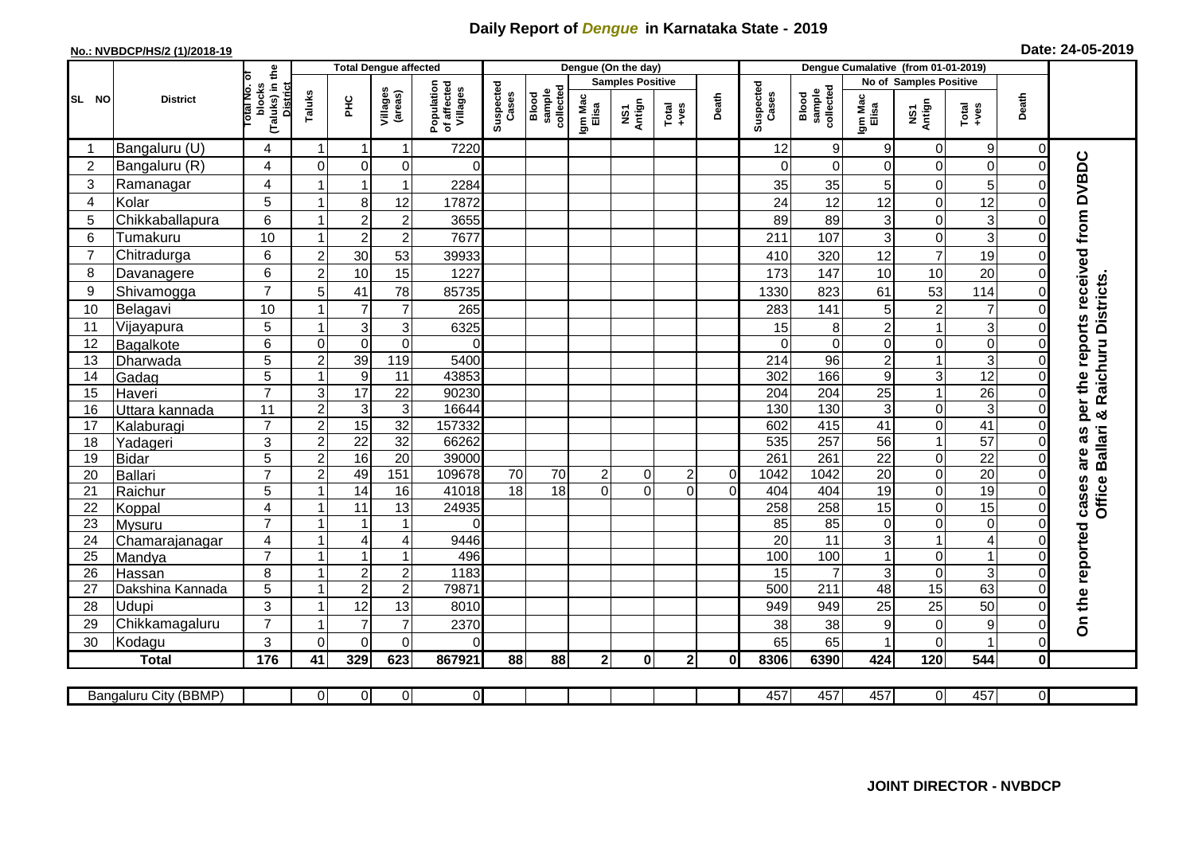# Daily Report of *Dengue* in Karnataka State - 2019

**No.: NVBDCP/HS/2 (1)/2018-19**

**Date: 24-05-2019**

| SL NO | District | Total No. of blocks (Taluks) in the District | Total Dengue affected | | | | Dengue (On the day) | | | | | | | Dengue Cumalative (from 01-01-2019) | | | | | | | |
|---|---|---|---|---|---|---|---|---|---|---|---|---|---|---|---|---|---|---|---|---|
| | | | | | | | | | Samples Positive | | | | | | No of Samples Positive | | | | |
| | | | Taluks | PHC | Villages (areas) | Population of affected Villages | Suspected Cases | Blood sample collected | Igm Mac Elisa | NS1 Antign | Total +ves | Death | Suspected Cases | Blood sample collected | Igm Mac Elisa | NS1 Antign | Total +ves | Death | |
| 1 | Bangaluru (U) | 4 | 1 | 1 | 1 | 7220 | | | | | | | 12 | 9 | 9 | 0 | 9 | 0 | On the reported cases are as per the reports received from DVBDC Office Ballari & Raichuru Districts. |
| 2 | Bangaluru (R) | 4 | 0 | 0 | 0 | 0 | | | | | | | 0 | 0 | 0 | 0 | 0 | 0 | |
| 3 | Ramanagar | 4 | 1 | 1 | 1 | 2284 | | | | | | | 35 | 35 | 5 | 0 | 5 | 0 | |
| 4 | Kolar | 5 | 1 | 8 | 12 | 17872 | | | | | | | 24 | 12 | 12 | 0 | 12 | 0 | |
| 5 | Chikkaballapura | 6 | 1 | 2 | 2 | 3655 | | | | | | | 89 | 89 | 3 | 0 | 3 | 0 | |
| 6 | Tumakuru | 10 | 1 | 2 | 2 | 7677 | | | | | | | 211 | 107 | 3 | 0 | 3 | 0 | |
| 7 | Chitradurga | 6 | 2 | 30 | 53 | 39933 | | | | | | | 410 | 320 | 12 | 7 | 19 | 0 | |
| 8 | Davanagere | 6 | 2 | 10 | 15 | 1227 | | | | | | | 173 | 147 | 10 | 10 | 20 | 0 | |
| 9 | Shivamogga | 7 | 5 | 41 | 78 | 85735 | | | | | | | 1330 | 823 | 61 | 53 | 114 | 0 | |
| 10 | Belagavi | 10 | 1 | 7 | 7 | 265 | | | | | | | 283 | 141 | 5 | 2 | 7 | 0 | |
| 11 | Vijayapura | 5 | 1 | 3 | 3 | 6325 | | | | | | | 15 | 8 | 2 | 1 | 3 | 0 | |
| 12 | Bagalkote | 6 | 0 | 0 | 0 | 0 | | | | | | | 0 | 0 | 0 | 0 | 0 | 0 | |
| 13 | Dharwada | 5 | 2 | 39 | 119 | 5400 | | | | | | | 214 | 96 | 2 | 1 | 3 | 0 | |
| 14 | Gadag | 5 | 1 | 9 | 11 | 43853 | | | | | | | 302 | 166 | 9 | 3 | 12 | 0 | |
| 15 | Haveri | 7 | 3 | 17 | 22 | 90230 | | | | | | | 204 | 204 | 25 | 1 | 26 | 0 | |
| 16 | Uttara kannada | 11 | 2 | 3 | 3 | 16644 | | | | | | | 130 | 130 | 3 | 0 | 3 | 0 | |
| 17 | Kalaburagi | 7 | 2 | 15 | 32 | 157332 | | | | | | | 602 | 415 | 41 | 0 | 41 | 0 | |
| 18 | Yadageri | 3 | 2 | 22 | 32 | 66262 | | | | | | | 535 | 257 | 56 | 1 | 57 | 0 | |
| 19 | Bidar | 5 | 2 | 16 | 20 | 39000 | | | | | | | 261 | 261 | 22 | 0 | 22 | 0 | |
| 20 | Ballari | 7 | 2 | 49 | 151 | 109678 | 70 | 70 | 2 | 0 | 2 | 0 | 1042 | 1042 | 20 | 0 | 20 | 0 | |
| 21 | Raichur | 5 | 1 | 14 | 16 | 41018 | 18 | 18 | 0 | 0 | 0 | 0 | 404 | 404 | 19 | 0 | 19 | 0 | |
| 22 | Koppal | 4 | 1 | 11 | 13 | 24935 | | | | | | | 258 | 258 | 15 | 0 | 15 | 0 | |
| 23 | Mysuru | 7 | 1 | 1 | 1 | 0 | | | | | | | 85 | 85 | 0 | 0 | 0 | 0 | |
| 24 | Chamarajanagar | 4 | 1 | 4 | 4 | 9446 | | | | | | | 20 | 11 | 3 | 1 | 4 | 0 | |
| 25 | Mandya | 7 | 1 | 1 | 1 | 496 | | | | | | | 100 | 100 | 1 | 0 | 1 | 0 | |
| 26 | Hassan | 8 | 1 | 2 | 2 | 1183 | | | | | | | 15 | 7 | 3 | 0 | 3 | 0 | |
| 27 | Dakshina Kannada | 5 | 1 | 2 | 2 | 79871 | | | | | | | 500 | 211 | 48 | 15 | 63 | 0 | |
| 28 | Udupi | 3 | 1 | 12 | 13 | 8010 | | | | | | | 949 | 949 | 25 | 25 | 50 | 0 | |
| 29 | Chikkamagaluru | 7 | 1 | 7 | 7 | 2370 | | | | | | | 38 | 38 | 9 | 0 | 9 | 0 | |
| 30 | Kodagu | 3 | 0 | 0 | 0 | 0 | | | | | | | 65 | 65 | 1 | 0 | 1 | 0 | |
| | **Total** | **176** | **41** | **329** | **623** | **867921** | **88** | **88** | **2** | **0** | **2** | **0** | **8306** | **6390** | **424** | **120** | **544** | **0** | |

| Bangaluru City (BBMP) | | 0 | 0 | 0 | 0 | | | | | | | 457 | 457 | 457 | 0 | 457 | 0 | |
|---|---|---|---|---|---|---|---|---|---|---|---|---|---|---|---|---|---|---|

**JOINT DIRECTOR - NVBDCP**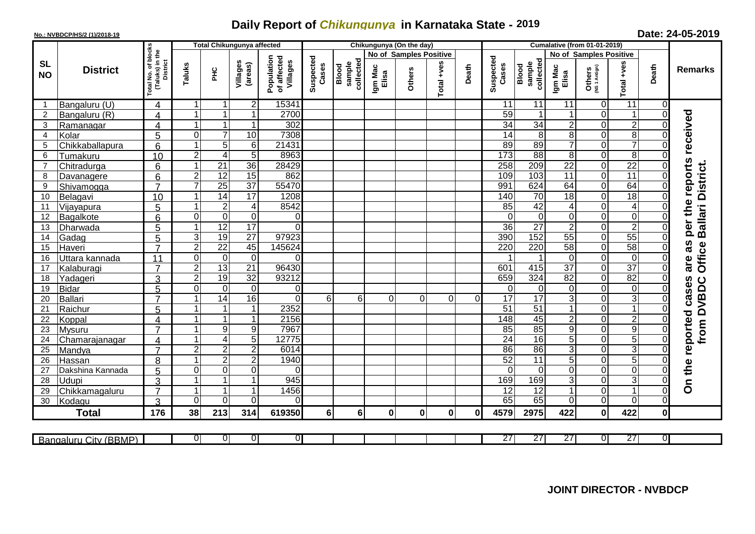# Daily Report of *Chikungunya* in Karnataka State - 2019

**No.: NVBDCP/HS/2 (1)/2018-19**

**Date: 24-05-2019**

| SL NO | District | Total No. of blocks (Taluks) in the District | Total Chikungunya affected | | | | Chikungunya (On the day) | | | | | | | Cumalative (from 01-01-2019) | | | | | | | Remarks |
|---|---|---|---|---|---|---|---|---|---|---|---|---|---|---|---|---|---|---|---|---|---|
| | | | Taluks | PHC | Villages (areas) | Population of affected Villages | Suspected Cases | Blood sample collected | No of Samples Positive | | | Death | Suspected Cases | Blood sample collected | No of Samples Positive | | | Death | |
| | | | | | | | | | Igm Mac Elisa | Others | Total +ves | | | | Igm Mac Elisa | Others (NS 1 Antign) | Total +ves | | |
| 1 | Bangaluru (U) | 4 | 1 | 1 | 2 | 15341 | | | | | | | 11 | 11 | 11 | 0 | 11 | 0 | On the reported cases are as per the reports received from DVBDC Office Ballari District. |
| 2 | Bangaluru (R) | 4 | 1 | 1 | 1 | 2700 | | | | | | | 59 | 1 | 1 | 0 | 1 | 0 | |
| 3 | Ramanagar | 4 | 1 | 1 | 1 | 302 | | | | | | | 34 | 34 | 2 | 0 | 2 | 0 | |
| 4 | Kolar | 5 | 0 | 7 | 10 | 7308 | | | | | | | 14 | 8 | 8 | 0 | 8 | 0 | |
| 5 | Chikkaballapura | 6 | 1 | 5 | 6 | 21431 | | | | | | | 89 | 89 | 7 | 0 | 7 | 0 | |
| 6 | Tumakuru | 10 | 2 | 4 | 5 | 8963 | | | | | | | 173 | 88 | 8 | 0 | 8 | 0 | |
| 7 | Chitradurga | 6 | 1 | 21 | 36 | 28429 | | | | | | | 258 | 209 | 22 | 0 | 22 | 0 | |
| 8 | Davanagere | 6 | 2 | 12 | 15 | 862 | | | | | | | 109 | 103 | 11 | 0 | 11 | 0 | |
| 9 | Shivamogga | 7 | 7 | 25 | 37 | 55470 | | | | | | | 991 | 624 | 64 | 0 | 64 | 0 | |
| 10 | Belagavi | 10 | 1 | 14 | 17 | 1208 | | | | | | | 140 | 70 | 18 | 0 | 18 | 0 | |
| 11 | Vijayapura | 5 | 1 | 2 | 4 | 8542 | | | | | | | 85 | 42 | 4 | 0 | 4 | 0 | |
| 12 | Bagalkote | 6 | 0 | 0 | 0 | 0 | | | | | | | 0 | 0 | 0 | 0 | 0 | 0 | |
| 13 | Dharwada | 5 | 1 | 12 | 17 | 0 | | | | | | | 36 | 27 | 2 | 0 | 2 | 0 | |
| 14 | Gadag | 5 | 3 | 19 | 27 | 97923 | | | | | | | 390 | 152 | 55 | 0 | 55 | 0 | |
| 15 | Haveri | 7 | 2 | 22 | 45 | 145624 | | | | | | | 220 | 220 | 58 | 0 | 58 | 0 | |
| 16 | Uttara kannada | 11 | 0 | 0 | 0 | 0 | | | | | | | 1 | 1 | 0 | 0 | 0 | 0 | |
| 17 | Kalaburagi | 7 | 2 | 13 | 21 | 96430 | | | | | | | 601 | 415 | 37 | 0 | 37 | 0 | |
| 18 | Yadageri | 3 | 2 | 19 | 32 | 93212 | | | | | | | 659 | 324 | 82 | 0 | 82 | 0 | |
| 19 | Bidar | 5 | 0 | 0 | 0 | 0 | | | | | | | 0 | 0 | 0 | 0 | 0 | 0 | |
| 20 | Ballari | 7 | 1 | 14 | 16 | 0 | 6 | 6 | 0 | 0 | 0 | 0 | 17 | 17 | 3 | 0 | 3 | 0 | |
| 21 | Raichur | 5 | 1 | 1 | 1 | 2352 | | | | | | | 51 | 51 | 1 | 0 | 1 | 0 | |
| 22 | Koppal | 4 | 1 | 1 | 1 | 2156 | | | | | | | 148 | 45 | 2 | 0 | 2 | 0 | |
| 23 | Mysuru | 7 | 1 | 9 | 9 | 7967 | | | | | | | 85 | 85 | 9 | 0 | 9 | 0 | |
| 24 | Chamarajanagar | 4 | 1 | 4 | 5 | 12775 | | | | | | | 24 | 16 | 5 | 0 | 5 | 0 | |
| 25 | Mandya | 7 | 2 | 2 | 2 | 6014 | | | | | | | 86 | 86 | 3 | 0 | 3 | 0 | |
| 26 | Hassan | 8 | 1 | 2 | 2 | 1940 | | | | | | | 52 | 11 | 5 | 0 | 5 | 0 | |
| 27 | Dakshina Kannada | 5 | 0 | 0 | 0 | 0 | | | | | | | 0 | 0 | 0 | 0 | 0 | 0 | |
| 28 | Udupi | 3 | 1 | 1 | 1 | 945 | | | | | | | 169 | 169 | 3 | 0 | 3 | 0 | |
| 29 | Chikkamagaluru | 7 | 1 | 1 | 1 | 1456 | | | | | | | 12 | 12 | 1 | 0 | 1 | 0 | |
| 30 | Kodagu | 3 | 0 | 0 | 0 | 0 | | | | | | | 65 | 65 | 0 | 0 | 0 | 0 | |
| **Total** | | **176** | **38** | **213** | **314** | **619350** | **6** | **6** | **0** | **0** | **0** | **0** | **4579** | **2975** | **422** | **0** | **422** | **0** | |
| | Bangaluru City (BBMP) | | 0 | 0 | 0 | 0 | | | | | | | 27 | 27 | 27 | 0 | 27 | 0 | |

**JOINT DIRECTOR - NVBDCP**